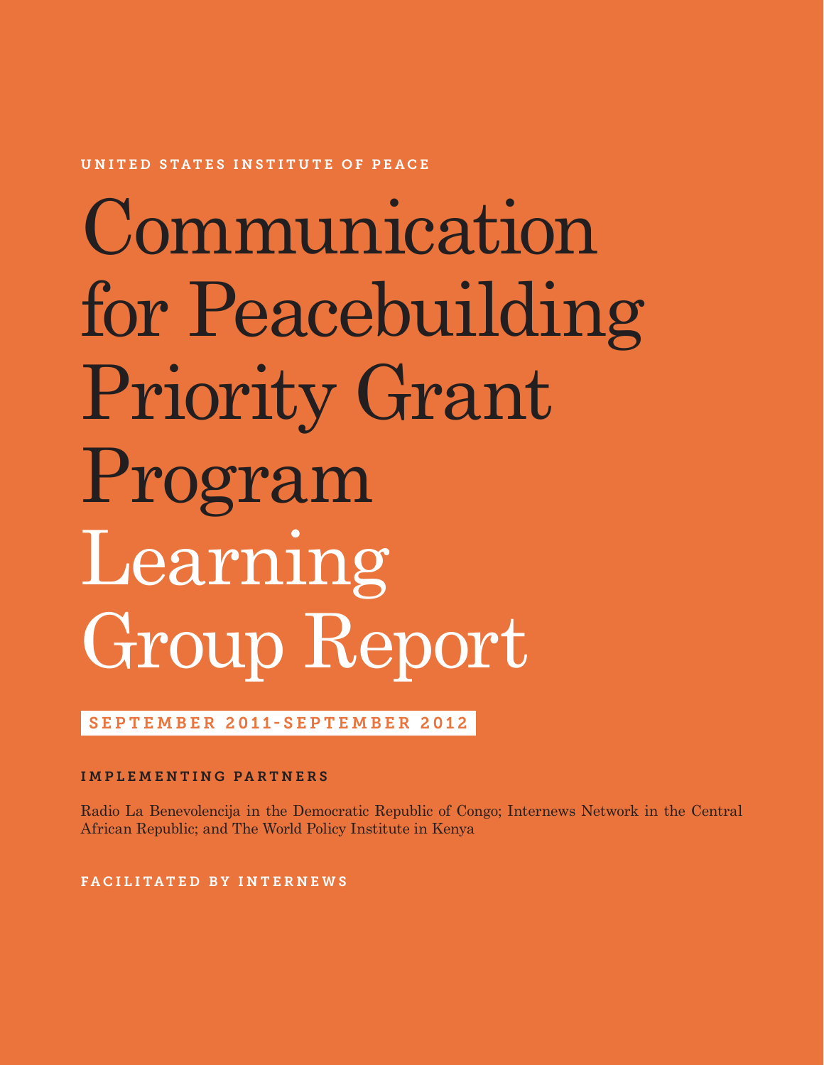UNITED STATES INSTITUTE OF PEACE

# Communication for Peacebuilding Priority Grant Program Learning Group Report

**SEPTEMBER 2011-SEPTEMBER 2012**

**IMPLEMENTING PARTNERS**

Radio La Benevolencija in the Democratic Republic of Congo; Internews Network in the Central African Republic; and The World Policy Institute in Kenya

**FACILITATED BY INTERNEWS**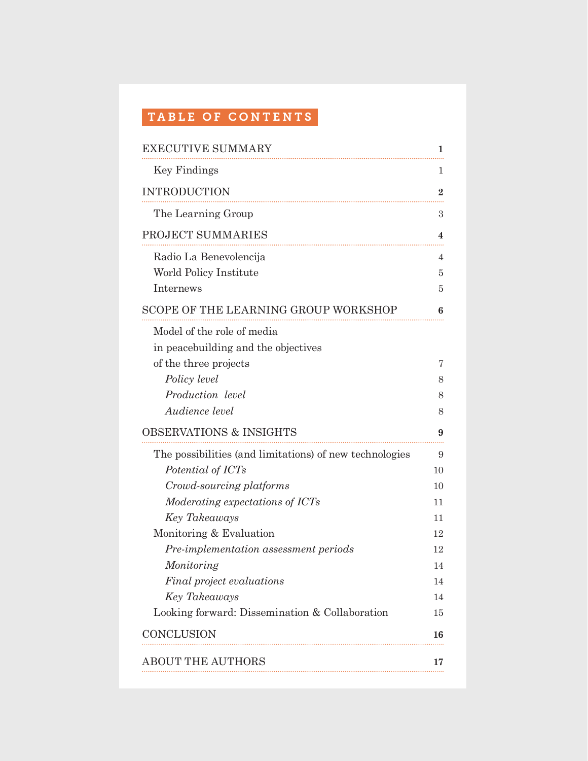# TABLE OF CONTENTS

**EXECUTIVE SUMMARY** 1
- Key Findings 1

**INTRODUCTION** 2
- The Learning Group 3

**PROJECT SUMMARIES** 4
- Radio La Benevolencija 4
- World Policy Institute 5
- Internews 5

**SCOPE OF THE LEARNING GROUP WORKSHOP** 6
- Model of the role of media in peacebuilding and the objectives of the three projects 7
  - *Policy level* 8
  - *Production level* 8
  - *Audience level* 8

**OBSERVATIONS & INSIGHTS** 9
- The possibilities (and limitations) of new technologies 9
  - *Potential of ICTs* 10
  - *Crowd-sourcing platforms* 10
  - *Moderating expectations of ICTs* 11
  - *Key Takeaways* 11
- Monitoring & Evaluation 12
  - *Pre-implementation assessment periods* 12
  - *Monitoring* 14
  - *Final project evaluations* 14
  - *Key Takeaways* 14
- Looking forward: Dissemination & Collaboration 15

**CONCLUSION** 16

**ABOUT THE AUTHORS** 17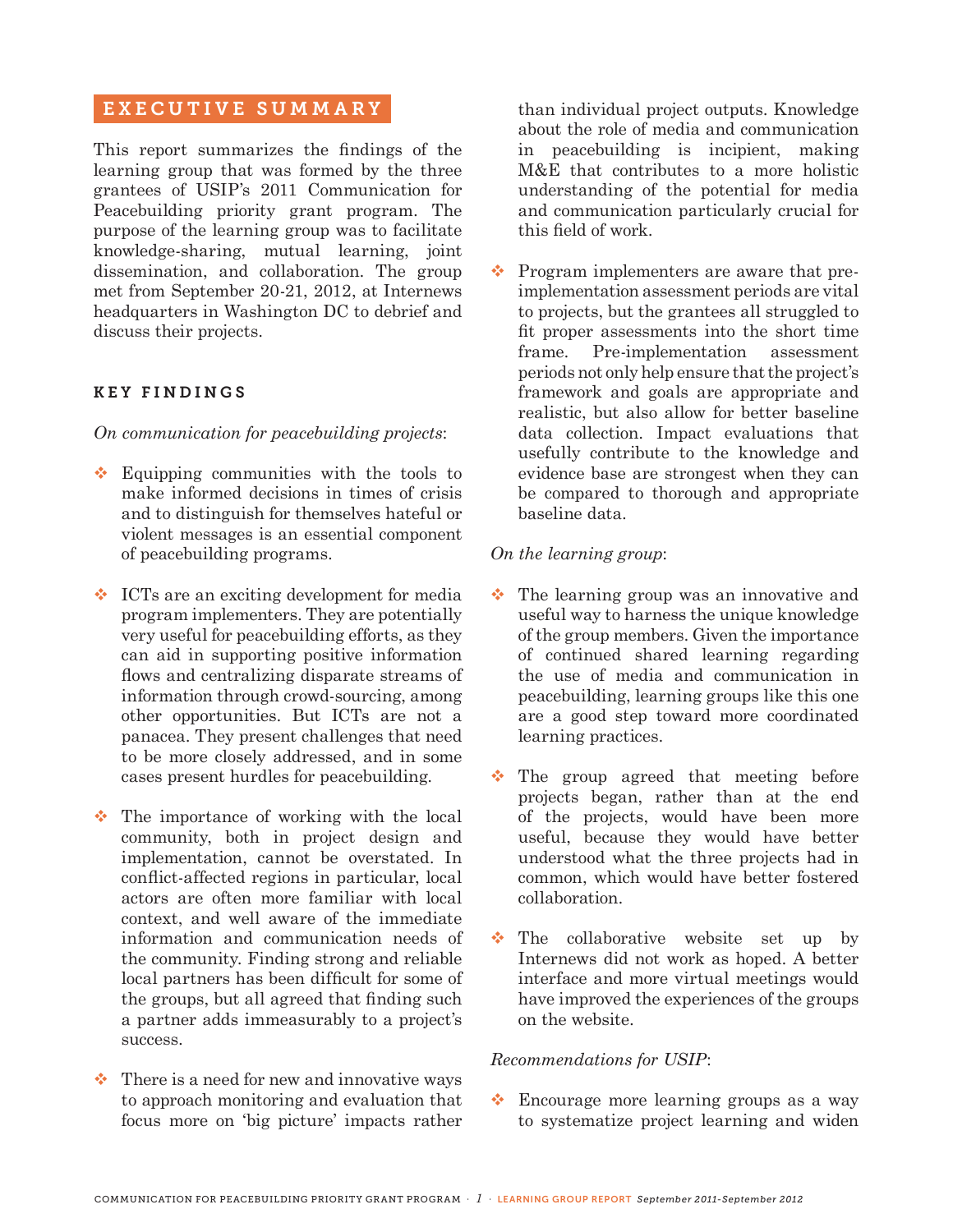## EXECUTIVE SUMMARY

This report summarizes the findings of the learning group that was formed by the three grantees of USIP's 2011 Communication for Peacebuilding priority grant program. The purpose of the learning group was to facilitate knowledge-sharing, mutual learning, joint dissemination, and collaboration. The group met from September 20-21, 2012, at Internews headquarters in Washington DC to debrief and discuss their projects.

### KEY FINDINGS

*On communication for peacebuilding projects*:

- Equipping communities with the tools to make informed decisions in times of crisis and to distinguish for themselves hateful or violent messages is an essential component of peacebuilding programs.

- ICTs are an exciting development for media program implementers. They are potentially very useful for peacebuilding efforts, as they can aid in supporting positive information flows and centralizing disparate streams of information through crowd-sourcing, among other opportunities. But ICTs are not a panacea. They present challenges that need to be more closely addressed, and in some cases present hurdles for peacebuilding.

- The importance of working with the local community, both in project design and implementation, cannot be overstated. In conflict-affected regions in particular, local actors are often more familiar with local context, and well aware of the immediate information and communication needs of the community. Finding strong and reliable local partners has been difficult for some of the groups, but all agreed that finding such a partner adds immeasurably to a project's success.

- There is a need for new and innovative ways to approach monitoring and evaluation that focus more on 'big picture' impacts rather than individual project outputs. Knowledge about the role of media and communication in peacebuilding is incipient, making M&E that contributes to a more holistic understanding of the potential for media and communication particularly crucial for this field of work.

- Program implementers are aware that pre-implementation assessment periods are vital to projects, but the grantees all struggled to fit proper assessments into the short time frame. Pre-implementation assessment periods not only help ensure that the project's framework and goals are appropriate and realistic, but also allow for better baseline data collection. Impact evaluations that usefully contribute to the knowledge and evidence base are strongest when they can be compared to thorough and appropriate baseline data.

*On the learning group*:

- The learning group was an innovative and useful way to harness the unique knowledge of the group members. Given the importance of continued shared learning regarding the use of media and communication in peacebuilding, learning groups like this one are a good step toward more coordinated learning practices.

- The group agreed that meeting before projects began, rather than at the end of the projects, would have been more useful, because they would have better understood what the three projects had in common, which would have better fostered collaboration.

- The collaborative website set up by Internews did not work as hoped. A better interface and more virtual meetings would have improved the experiences of the groups on the website.

*Recommendations for USIP*:

- Encourage more learning groups as a way to systematize project learning and widen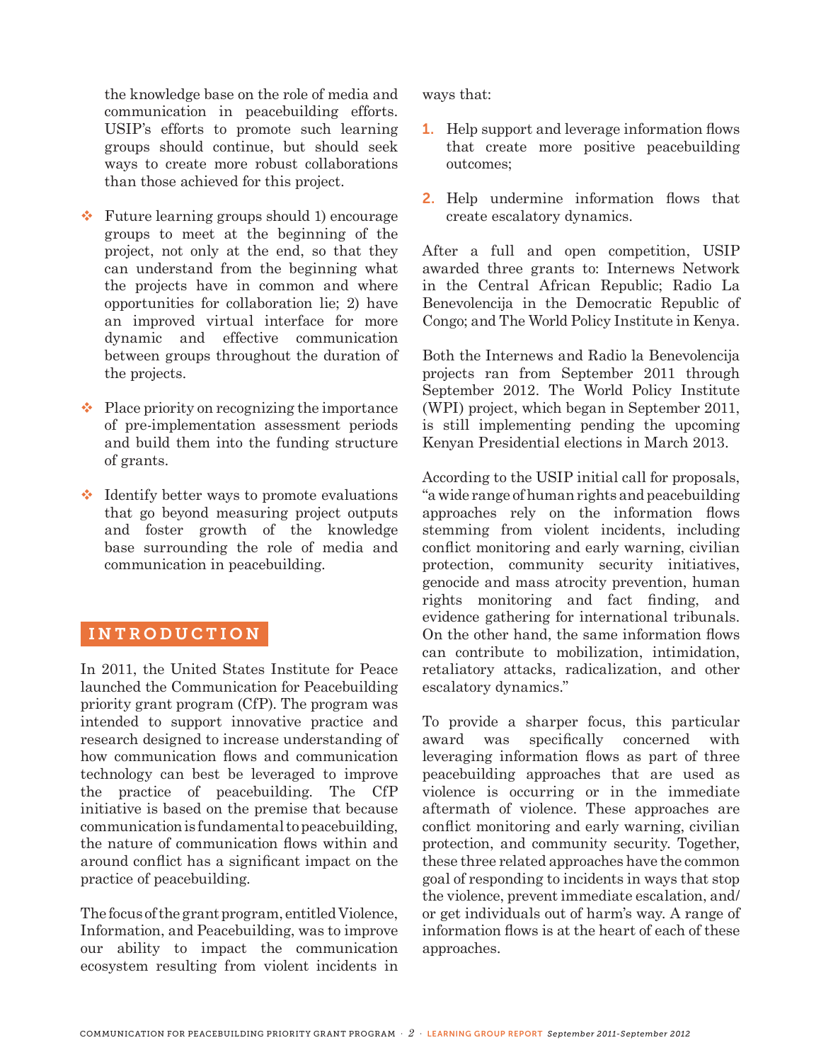the knowledge base on the role of media and communication in peacebuilding efforts. USIP's efforts to promote such learning groups should continue, but should seek ways to create more robust collaborations than those achieved for this project.

- Future learning groups should 1) encourage groups to meet at the beginning of the project, not only at the end, so that they can understand from the beginning what the projects have in common and where opportunities for collaboration lie; 2) have an improved virtual interface for more dynamic and effective communication between groups throughout the duration of the projects.
- Place priority on recognizing the importance of pre-implementation assessment periods and build them into the funding structure of grants.
- Identify better ways to promote evaluations that go beyond measuring project outputs and foster growth of the knowledge base surrounding the role of media and communication in peacebuilding.

## INTRODUCTION

In 2011, the United States Institute for Peace launched the Communication for Peacebuilding priority grant program (CfP). The program was intended to support innovative practice and research designed to increase understanding of how communication flows and communication technology can best be leveraged to improve the practice of peacebuilding. The CfP initiative is based on the premise that because communication is fundamental to peacebuilding, the nature of communication flows within and around conflict has a significant impact on the practice of peacebuilding.

The focus of the grant program, entitled Violence, Information, and Peacebuilding, was to improve our ability to impact the communication ecosystem resulting from violent incidents in ways that:

1. Help support and leverage information flows that create more positive peacebuilding outcomes;
2. Help undermine information flows that create escalatory dynamics.

After a full and open competition, USIP awarded three grants to: Internews Network in the Central African Republic; Radio La Benevolencija in the Democratic Republic of Congo; and The World Policy Institute in Kenya.

Both the Internews and Radio la Benevolencija projects ran from September 2011 through September 2012. The World Policy Institute (WPI) project, which began in September 2011, is still implementing pending the upcoming Kenyan Presidential elections in March 2013.

According to the USIP initial call for proposals, "a wide range of human rights and peacebuilding approaches rely on the information flows stemming from violent incidents, including conflict monitoring and early warning, civilian protection, community security initiatives, genocide and mass atrocity prevention, human rights monitoring and fact finding, and evidence gathering for international tribunals. On the other hand, the same information flows can contribute to mobilization, intimidation, retaliatory attacks, radicalization, and other escalatory dynamics."

To provide a sharper focus, this particular award was specifically concerned with leveraging information flows as part of three peacebuilding approaches that are used as violence is occurring or in the immediate aftermath of violence. These approaches are conflict monitoring and early warning, civilian protection, and community security. Together, these three related approaches have the common goal of responding to incidents in ways that stop the violence, prevent immediate escalation, and/or get individuals out of harm's way. A range of information flows is at the heart of each of these approaches.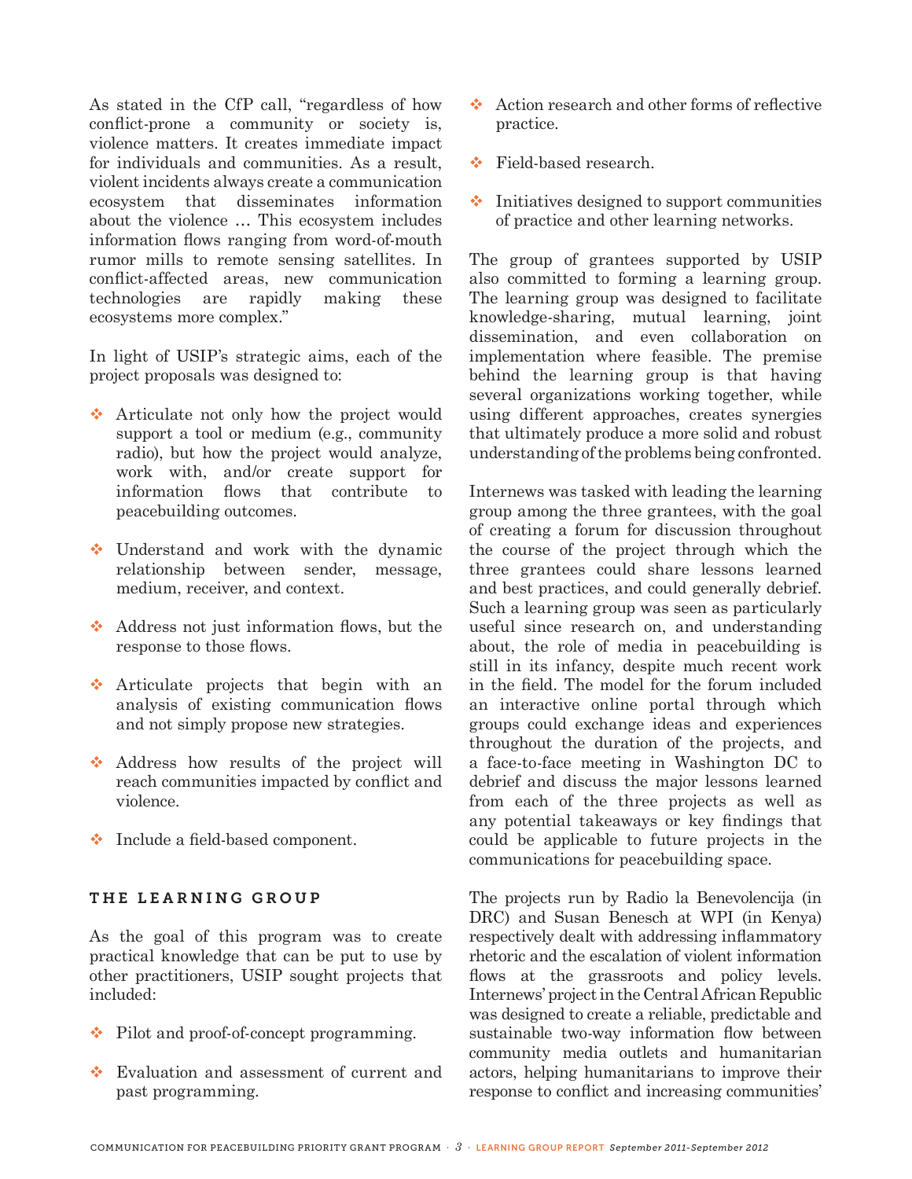As stated in the CfP call, "regardless of how conflict-prone a community or society is, violence matters. It creates immediate impact for individuals and communities. As a result, violent incidents always create a communication ecosystem that disseminates information about the violence … This ecosystem includes information flows ranging from word-of-mouth rumor mills to remote sensing satellites. In conflict-affected areas, new communication technologies are rapidly making these ecosystems more complex."

In light of USIP's strategic aims, each of the project proposals was designed to:

- Articulate not only how the project would support a tool or medium (e.g., community radio), but how the project would analyze, work with, and/or create support for information flows that contribute to peacebuilding outcomes.
- Understand and work with the dynamic relationship between sender, message, medium, receiver, and context.
- Address not just information flows, but the response to those flows.
- Articulate projects that begin with an analysis of existing communication flows and not simply propose new strategies.
- Address how results of the project will reach communities impacted by conflict and violence.
- Include a field-based component.

## THE LEARNING GROUP

As the goal of this program was to create practical knowledge that can be put to use by other practitioners, USIP sought projects that included:

- Pilot and proof-of-concept programming.
- Evaluation and assessment of current and past programming.
- Action research and other forms of reflective practice.
- Field-based research.
- Initiatives designed to support communities of practice and other learning networks.

The group of grantees supported by USIP also committed to forming a learning group. The learning group was designed to facilitate knowledge-sharing, mutual learning, joint dissemination, and even collaboration on implementation where feasible. The premise behind the learning group is that having several organizations working together, while using different approaches, creates synergies that ultimately produce a more solid and robust understanding of the problems being confronted.

Internews was tasked with leading the learning group among the three grantees, with the goal of creating a forum for discussion throughout the course of the project through which the three grantees could share lessons learned and best practices, and could generally debrief. Such a learning group was seen as particularly useful since research on, and understanding about, the role of media in peacebuilding is still in its infancy, despite much recent work in the field. The model for the forum included an interactive online portal through which groups could exchange ideas and experiences throughout the duration of the projects, and a face-to-face meeting in Washington DC to debrief and discuss the major lessons learned from each of the three projects as well as any potential takeaways or key findings that could be applicable to future projects in the communications for peacebuilding space.

The projects run by Radio la Benevolencija (in DRC) and Susan Benesch at WPI (in Kenya) respectively dealt with addressing inflammatory rhetoric and the escalation of violent information flows at the grassroots and policy levels. Internews' project in the Central African Republic was designed to create a reliable, predictable and sustainable two-way information flow between community media outlets and humanitarian actors, helping humanitarians to improve their response to conflict and increasing communities'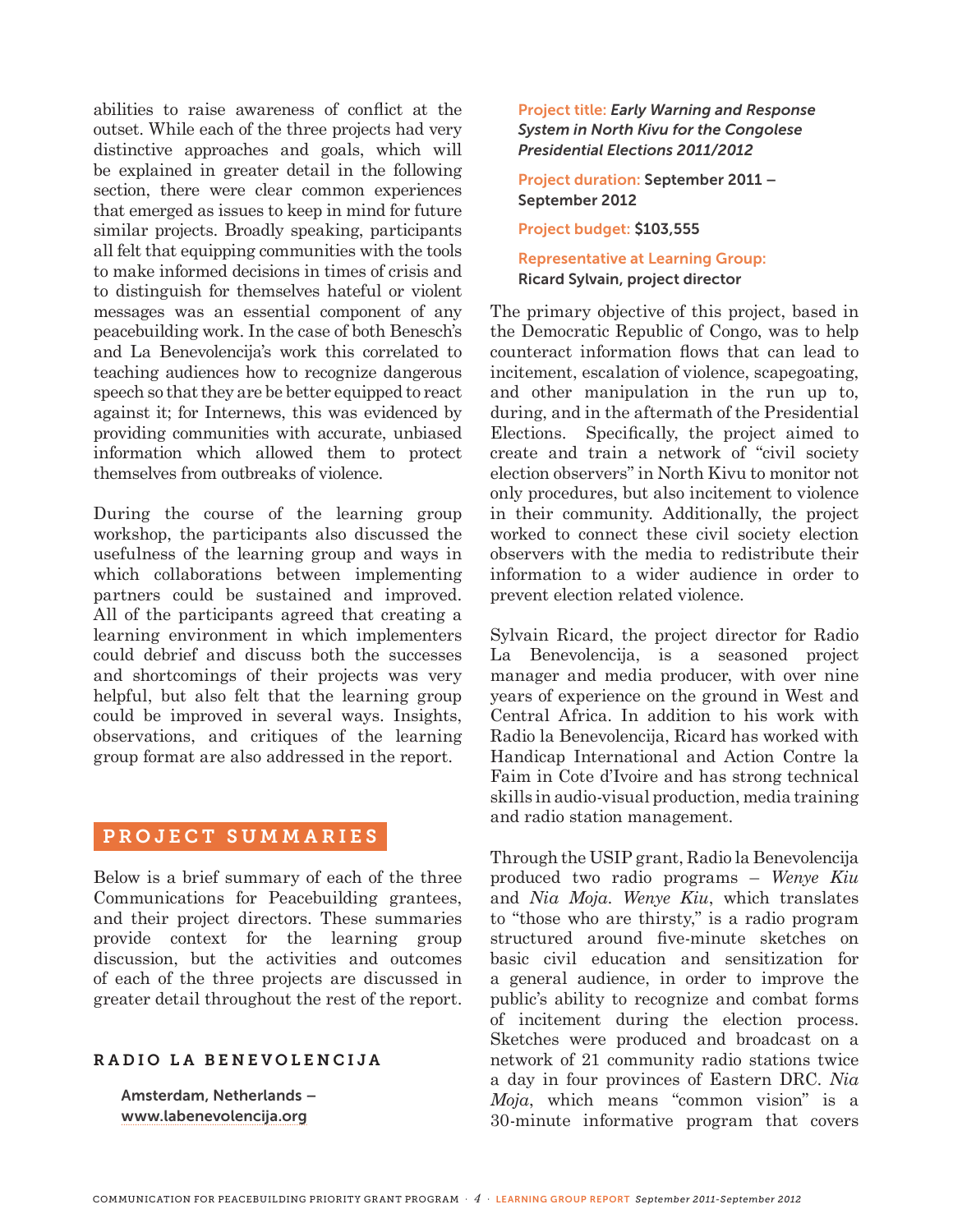abilities to raise awareness of conflict at the outset. While each of the three projects had very distinctive approaches and goals, which will be explained in greater detail in the following section, there were clear common experiences that emerged as issues to keep in mind for future similar projects. Broadly speaking, participants all felt that equipping communities with the tools to make informed decisions in times of crisis and to distinguish for themselves hateful or violent messages was an essential component of any peacebuilding work. In the case of both Benesch's and La Benevolencija's work this correlated to teaching audiences how to recognize dangerous speech so that they are be better equipped to react against it; for Internews, this was evidenced by providing communities with accurate, unbiased information which allowed them to protect themselves from outbreaks of violence.

During the course of the learning group workshop, the participants also discussed the usefulness of the learning group and ways in which collaborations between implementing partners could be sustained and improved. All of the participants agreed that creating a learning environment in which implementers could debrief and discuss both the successes and shortcomings of their projects was very helpful, but also felt that the learning group could be improved in several ways. Insights, observations, and critiques of the learning group format are also addressed in the report.

## PROJECT SUMMARIES

Below is a brief summary of each of the three Communications for Peacebuilding grantees, and their project directors. These summaries provide context for the learning group discussion, but the activities and outcomes of each of the three projects are discussed in greater detail throughout the rest of the report.

### RADIO LA BENEVOLENCIJA

Amsterdam, Netherlands – www.labenevolencija.org

Project title: *Early Warning and Response System in North Kivu for the Congolese Presidential Elections 2011/2012*

Project duration: September 2011 – September 2012

Project budget: $103,555

Representative at Learning Group: Ricard Sylvain, project director

The primary objective of this project, based in the Democratic Republic of Congo, was to help counteract information flows that can lead to incitement, escalation of violence, scapegoating, and other manipulation in the run up to, during, and in the aftermath of the Presidential Elections. Specifically, the project aimed to create and train a network of "civil society election observers" in North Kivu to monitor not only procedures, but also incitement to violence in their community. Additionally, the project worked to connect these civil society election observers with the media to redistribute their information to a wider audience in order to prevent election related violence.

Sylvain Ricard, the project director for Radio La Benevolencija, is a seasoned project manager and media producer, with over nine years of experience on the ground in West and Central Africa. In addition to his work with Radio la Benevolencija, Ricard has worked with Handicap International and Action Contre la Faim in Cote d'Ivoire and has strong technical skills in audio-visual production, media training and radio station management.

Through the USIP grant, Radio la Benevolencija produced two radio programs – *Wenye Kiu* and *Nia Moja*. *Wenye Kiu*, which translates to "those who are thirsty," is a radio program structured around five-minute sketches on basic civil education and sensitization for a general audience, in order to improve the public's ability to recognize and combat forms of incitement during the election process. Sketches were produced and broadcast on a network of 21 community radio stations twice a day in four provinces of Eastern DRC. *Nia Moja*, which means "common vision" is a 30-minute informative program that covers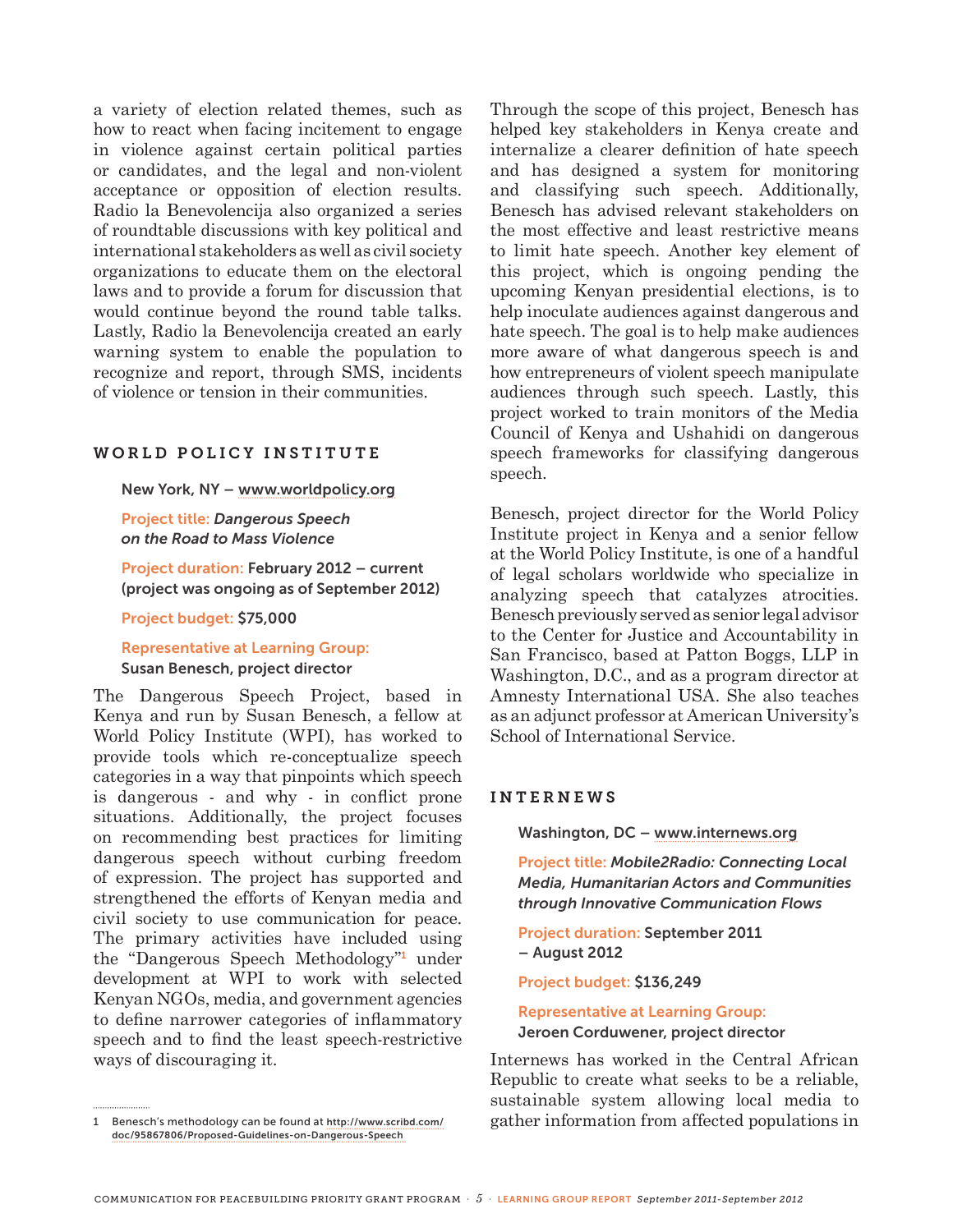a variety of election related themes, such as how to react when facing incitement to engage in violence against certain political parties or candidates, and the legal and non-violent acceptance or opposition of election results. Radio la Benevolencija also organized a series of roundtable discussions with key political and international stakeholders as well as civil society organizations to educate them on the electoral laws and to provide a forum for discussion that would continue beyond the round table talks. Lastly, Radio la Benevolencija created an early warning system to enable the population to recognize and report, through SMS, incidents of violence or tension in their communities.

### WORLD POLICY INSTITUTE

New York, NY – www.worldpolicy.org

Project title: *Dangerous Speech on the Road to Mass Violence*

Project duration: February 2012 – current (project was ongoing as of September 2012)

Project budget: $75,000

Representative at Learning Group:
Susan Benesch, project director

The Dangerous Speech Project, based in Kenya and run by Susan Benesch, a fellow at World Policy Institute (WPI), has worked to provide tools which re-conceptualize speech categories in a way that pinpoints which speech is dangerous - and why - in conflict prone situations. Additionally, the project focuses on recommending best practices for limiting dangerous speech without curbing freedom of expression. The project has supported and strengthened the efforts of Kenyan media and civil society to use communication for peace. The primary activities have included using the "Dangerous Speech Methodology"[1] under development at WPI to work with selected Kenyan NGOs, media, and government agencies to define narrower categories of inflammatory speech and to find the least speech-restrictive ways of discouraging it.

Through the scope of this project, Benesch has helped key stakeholders in Kenya create and internalize a clearer definition of hate speech and has designed a system for monitoring and classifying such speech. Additionally, Benesch has advised relevant stakeholders on the most effective and least restrictive means to limit hate speech. Another key element of this project, which is ongoing pending the upcoming Kenyan presidential elections, is to help inoculate audiences against dangerous and hate speech. The goal is to help make audiences more aware of what dangerous speech is and how entrepreneurs of violent speech manipulate audiences through such speech. Lastly, this project worked to train monitors of the Media Council of Kenya and Ushahidi on dangerous speech frameworks for classifying dangerous speech.

Benesch, project director for the World Policy Institute project in Kenya and a senior fellow at the World Policy Institute, is one of a handful of legal scholars worldwide who specialize in analyzing speech that catalyzes atrocities. Benesch previously served as senior legal advisor to the Center for Justice and Accountability in San Francisco, based at Patton Boggs, LLP in Washington, D.C., and as a program director at Amnesty International USA. She also teaches as an adjunct professor at American University's School of International Service.

### INTERNEWS

Washington, DC – www.internews.org

Project title: *Mobile2Radio: Connecting Local Media, Humanitarian Actors and Communities through Innovative Communication Flows*

Project duration: September 2011 – August 2012

Project budget: $136,249

Representative at Learning Group:
Jeroen Corduwener, project director

Internews has worked in the Central African Republic to create what seeks to be a reliable, sustainable system allowing local media to gather information from affected populations in

---

1 Benesch's methodology can be found at http://www.scribd.com/doc/95867806/Proposed-Guidelines-on-Dangerous-Speech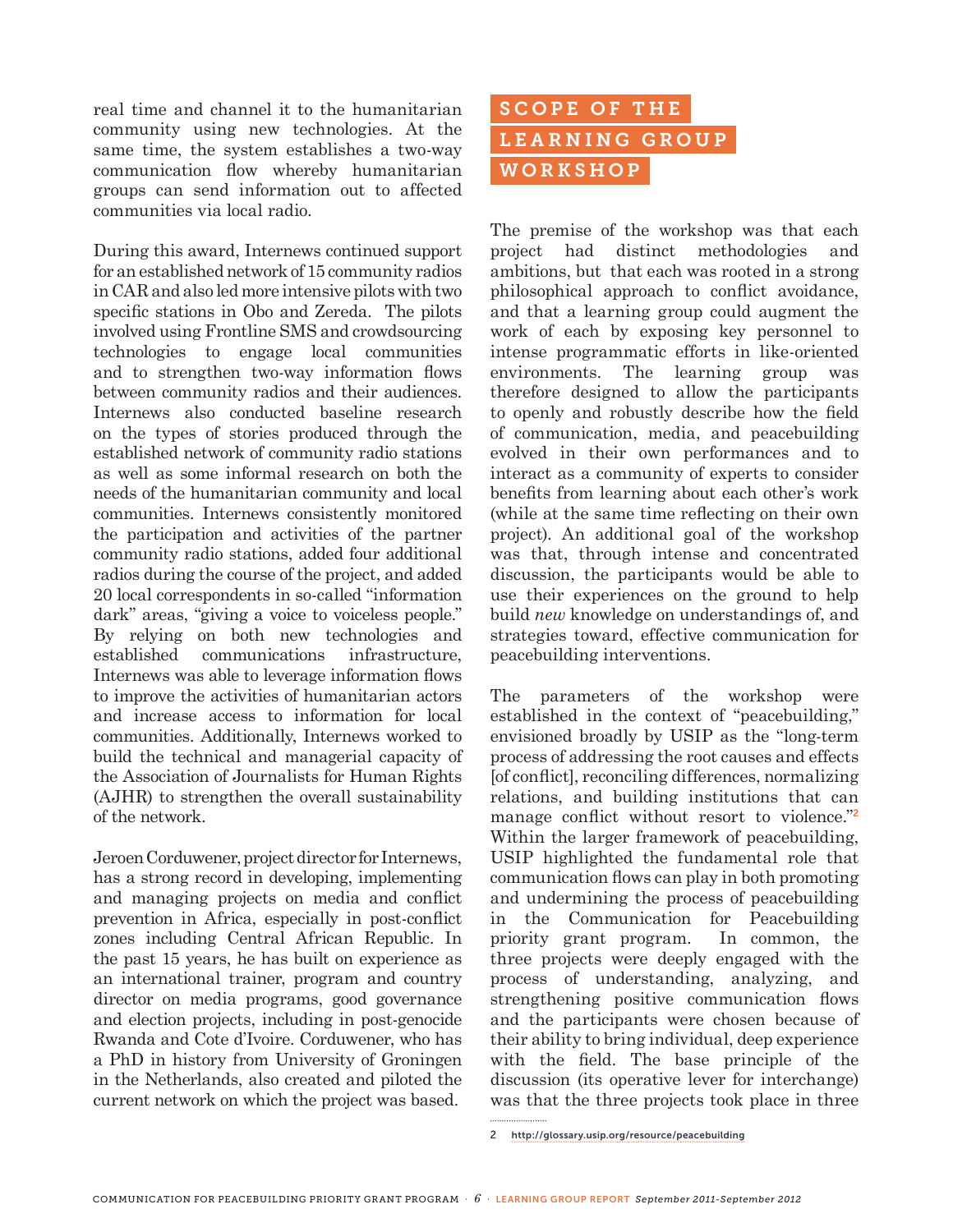real time and channel it to the humanitarian community using new technologies. At the same time, the system establishes a two-way communication flow whereby humanitarian groups can send information out to affected communities via local radio.

During this award, Internews continued support for an established network of 15 community radios in CAR and also led more intensive pilots with two specific stations in Obo and Zereda. The pilots involved using Frontline SMS and crowdsourcing technologies to engage local communities and to strengthen two-way information flows between community radios and their audiences. Internews also conducted baseline research on the types of stories produced through the established network of community radio stations as well as some informal research on both the needs of the humanitarian community and local communities. Internews consistently monitored the participation and activities of the partner community radio stations, added four additional radios during the course of the project, and added 20 local correspondents in so-called "information dark" areas, "giving a voice to voiceless people." By relying on both new technologies and established communications infrastructure, Internews was able to leverage information flows to improve the activities of humanitarian actors and increase access to information for local communities. Additionally, Internews worked to build the technical and managerial capacity of the Association of Journalists for Human Rights (AJHR) to strengthen the overall sustainability of the network.

Jeroen Corduwener, project director for Internews, has a strong record in developing, implementing and managing projects on media and conflict prevention in Africa, especially in post-conflict zones including Central African Republic. In the past 15 years, he has built on experience as an international trainer, program and country director on media programs, good governance and election projects, including in post-genocide Rwanda and Cote d'Ivoire. Corduwener, who has a PhD in history from University of Groningen in the Netherlands, also created and piloted the current network on which the project was based.

## SCOPE OF THE LEARNING GROUP WORKSHOP

The premise of the workshop was that each project had distinct methodologies and ambitions, but that each was rooted in a strong philosophical approach to conflict avoidance, and that a learning group could augment the work of each by exposing key personnel to intense programmatic efforts in like-oriented environments. The learning group was therefore designed to allow the participants to openly and robustly describe how the field of communication, media, and peacebuilding evolved in their own performances and to interact as a community of experts to consider benefits from learning about each other's work (while at the same time reflecting on their own project). An additional goal of the workshop was that, through intense and concentrated discussion, the participants would be able to use their experiences on the ground to help build *new* knowledge on understandings of, and strategies toward, effective communication for peacebuilding interventions.

The parameters of the workshop were established in the context of "peacebuilding," envisioned broadly by USIP as the "long-term process of addressing the root causes and effects [of conflict], reconciling differences, normalizing relations, and building institutions that can manage conflict without resort to violence."[2] Within the larger framework of peacebuilding, USIP highlighted the fundamental role that communication flows can play in both promoting and undermining the process of peacebuilding in the Communication for Peacebuilding priority grant program. In common, the three projects were deeply engaged with the process of understanding, analyzing, and strengthening positive communication flows and the participants were chosen because of their ability to bring individual, deep experience with the field. The base principle of the discussion (its operative lever for interchange) was that the three projects took place in three

2 http://glossary.usip.org/resource/peacebuilding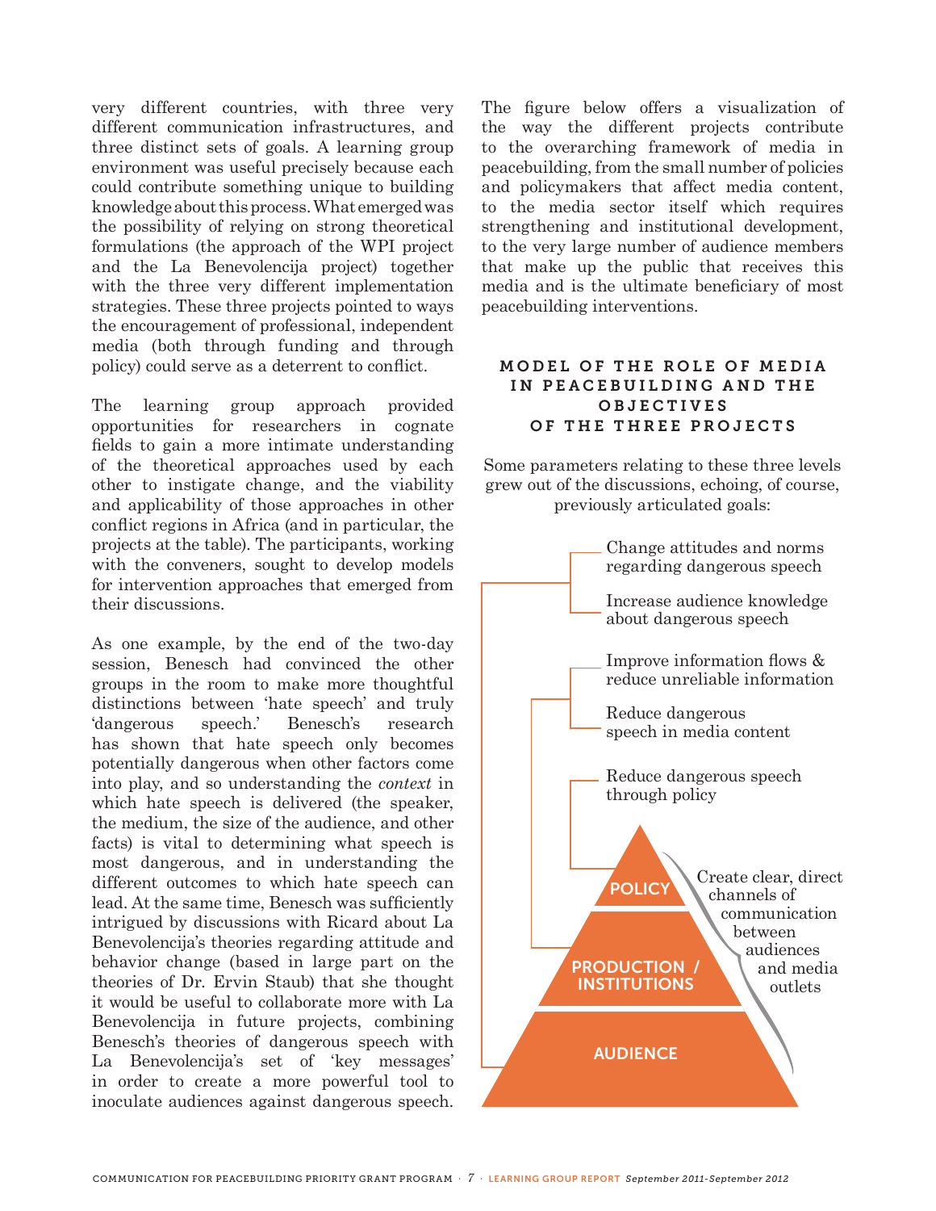very different countries, with three very different communication infrastructures, and three distinct sets of goals. A learning group environment was useful precisely because each could contribute something unique to building knowledge about this process. What emerged was the possibility of relying on strong theoretical formulations (the approach of the WPI project and the La Benevolencija project) together with the three very different implementation strategies. These three projects pointed to ways the encouragement of professional, independent media (both through funding and through policy) could serve as a deterrent to conflict.

The learning group approach provided opportunities for researchers in cognate fields to gain a more intimate understanding of the theoretical approaches used by each other to instigate change, and the viability and applicability of those approaches in other conflict regions in Africa (and in particular, the projects at the table). The participants, working with the conveners, sought to develop models for intervention approaches that emerged from their discussions.

As one example, by the end of the two-day session, Benesch had convinced the other groups in the room to make more thoughtful distinctions between 'hate speech' and truly 'dangerous speech.' Benesch's research has shown that hate speech only becomes potentially dangerous when other factors come into play, and so understanding the *context* in which hate speech is delivered (the speaker, the medium, the size of the audience, and other facts) is vital to determining what speech is most dangerous, and in understanding the different outcomes to which hate speech can lead. At the same time, Benesch was sufficiently intrigued by discussions with Ricard about La Benevolencija's theories regarding attitude and behavior change (based in large part on the theories of Dr. Ervin Staub) that she thought it would be useful to collaborate more with La Benevolencija in future projects, combining Benesch's theories of dangerous speech with La Benevolencija's set of 'key messages' in order to create a more powerful tool to inoculate audiences against dangerous speech.

The figure below offers a visualization of the way the different projects contribute to the overarching framework of media in peacebuilding, from the small number of policies and policymakers that affect media content, to the media sector itself which requires strengthening and institutional development, to the very large number of audience members that make up the public that receives this media and is the ultimate beneficiary of most peacebuilding interventions.

## MODEL OF THE ROLE OF MEDIA IN PEACEBUILDING AND THE OBJECTIVES OF THE THREE PROJECTS

Some parameters relating to these three levels grew out of the discussions, echoing, of course, previously articulated goals:

- **AUDIENCE**
  - Change attitudes and norms regarding dangerous speech
  - Increase audience knowledge about dangerous speech
- **PRODUCTION / INSTITUTIONS**
  - Improve information flows & reduce unreliable information
  - Reduce dangerous speech in media content
- **POLICY**
  - Reduce dangerous speech through policy

Across all levels: Create clear, direct channels of communication between audiences and media outlets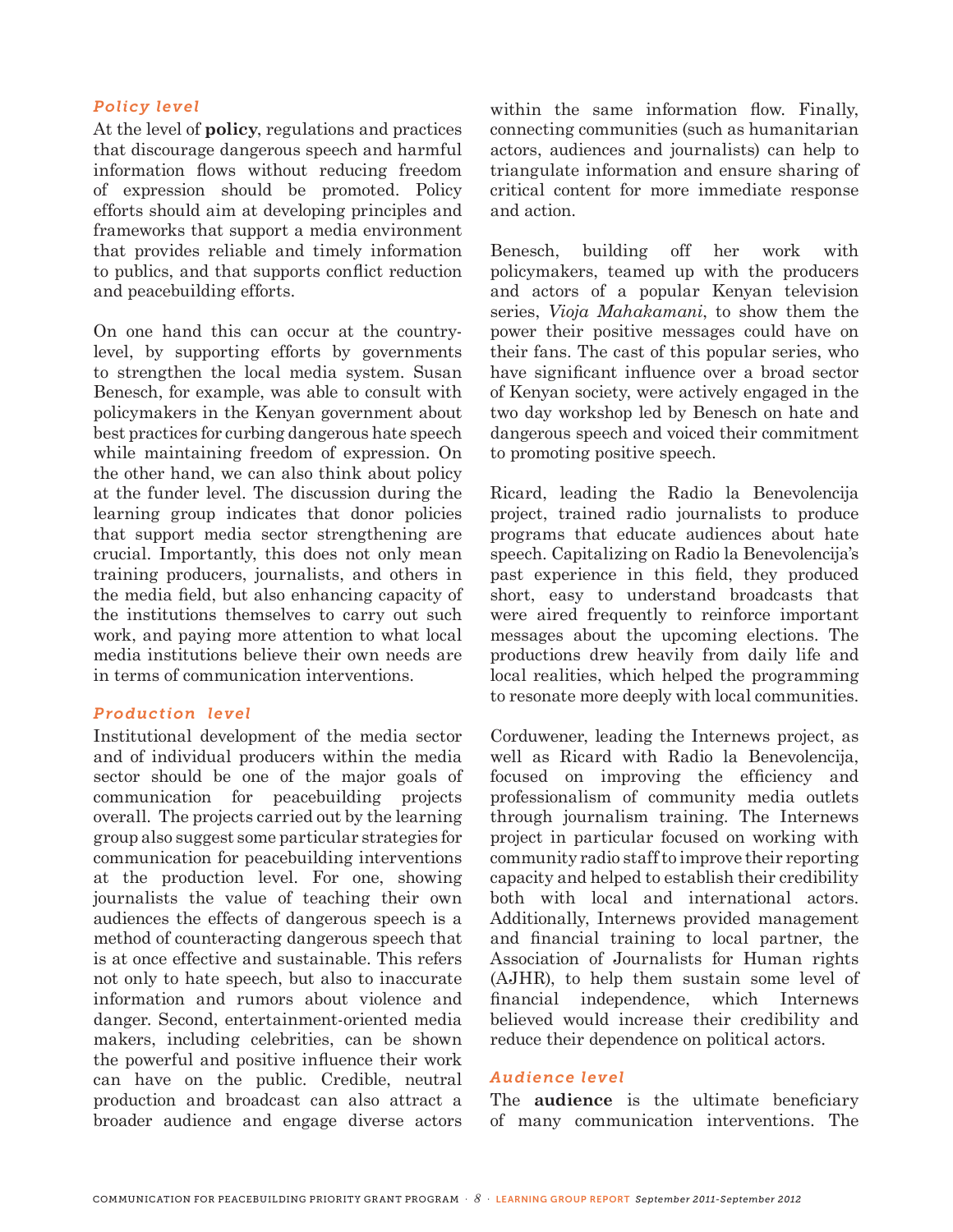### *Policy level*

At the level of **policy**, regulations and practices that discourage dangerous speech and harmful information flows without reducing freedom of expression should be promoted. Policy efforts should aim at developing principles and frameworks that support a media environment that provides reliable and timely information to publics, and that supports conflict reduction and peacebuilding efforts.

On one hand this can occur at the country-level, by supporting efforts by governments to strengthen the local media system. Susan Benesch, for example, was able to consult with policymakers in the Kenyan government about best practices for curbing dangerous hate speech while maintaining freedom of expression. On the other hand, we can also think about policy at the funder level. The discussion during the learning group indicates that donor policies that support media sector strengthening are crucial. Importantly, this does not only mean training producers, journalists, and others in the media field, but also enhancing capacity of the institutions themselves to carry out such work, and paying more attention to what local media institutions believe their own needs are in terms of communication interventions.

### *Production level*

Institutional development of the media sector and of individual producers within the media sector should be one of the major goals of communication for peacebuilding projects overall. The projects carried out by the learning group also suggest some particular strategies for communication for peacebuilding interventions at the production level. For one, showing journalists the value of teaching their own audiences the effects of dangerous speech is a method of counteracting dangerous speech that is at once effective and sustainable. This refers not only to hate speech, but also to inaccurate information and rumors about violence and danger. Second, entertainment-oriented media makers, including celebrities, can be shown the powerful and positive influence their work can have on the public. Credible, neutral production and broadcast can also attract a broader audience and engage diverse actors within the same information flow. Finally, connecting communities (such as humanitarian actors, audiences and journalists) can help to triangulate information and ensure sharing of critical content for more immediate response and action.

Benesch, building off her work with policymakers, teamed up with the producers and actors of a popular Kenyan television series, *Vioja Mahakamani*, to show them the power their positive messages could have on their fans. The cast of this popular series, who have significant influence over a broad sector of Kenyan society, were actively engaged in the two day workshop led by Benesch on hate and dangerous speech and voiced their commitment to promoting positive speech.

Ricard, leading the Radio la Benevolencija project, trained radio journalists to produce programs that educate audiences about hate speech. Capitalizing on Radio la Benevolencija's past experience in this field, they produced short, easy to understand broadcasts that were aired frequently to reinforce important messages about the upcoming elections. The productions drew heavily from daily life and local realities, which helped the programming to resonate more deeply with local communities.

Corduwener, leading the Internews project, as well as Ricard with Radio la Benevolencija, focused on improving the efficiency and professionalism of community media outlets through journalism training. The Internews project in particular focused on working with community radio staff to improve their reporting capacity and helped to establish their credibility both with local and international actors. Additionally, Internews provided management and financial training to local partner, the Association of Journalists for Human rights (AJHR), to help them sustain some level of financial independence, which Internews believed would increase their credibility and reduce their dependence on political actors.

### *Audience level*

The **audience** is the ultimate beneficiary of many communication interventions. The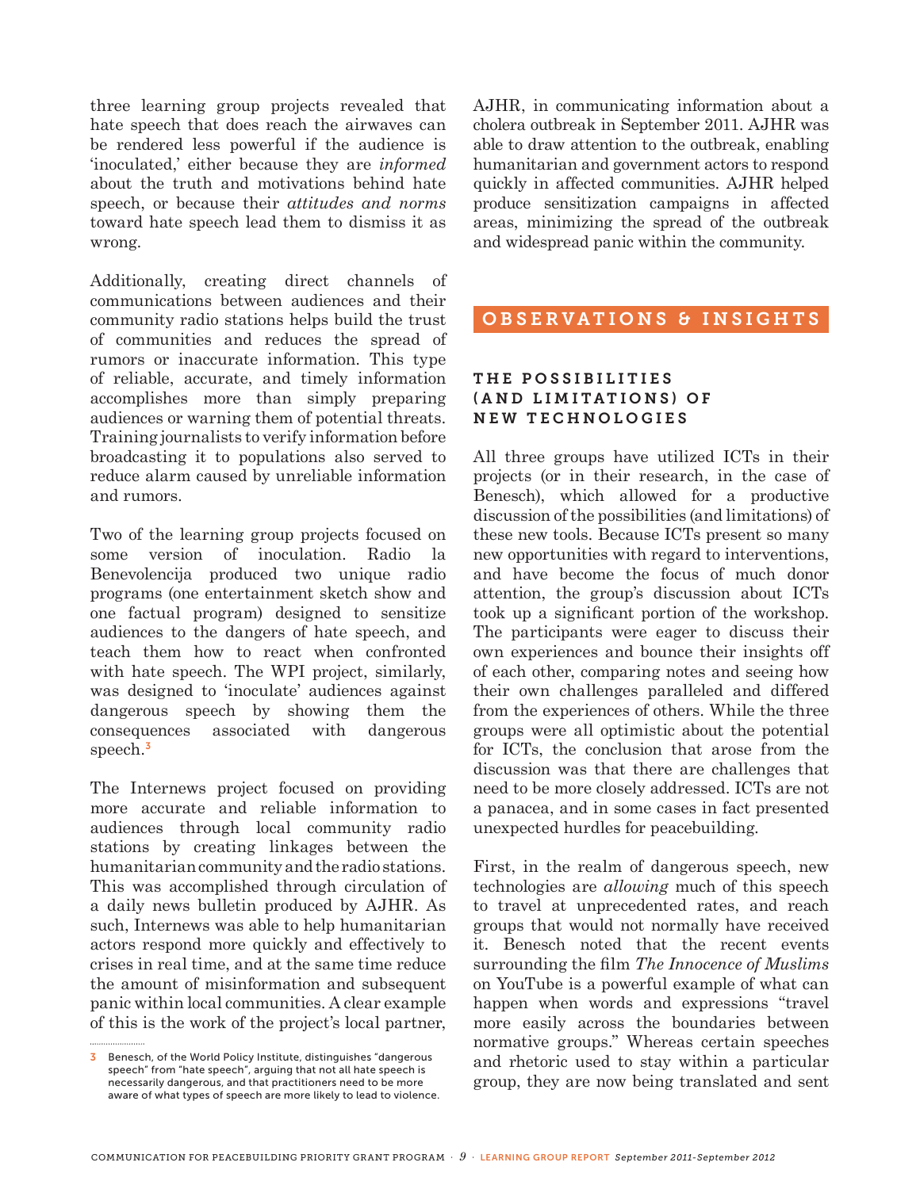three learning group projects revealed that hate speech that does reach the airwaves can be rendered less powerful if the audience is 'inoculated,' either because they are *informed* about the truth and motivations behind hate speech, or because their *attitudes and norms* toward hate speech lead them to dismiss it as wrong.

Additionally, creating direct channels of communications between audiences and their community radio stations helps build the trust of communities and reduces the spread of rumors or inaccurate information. This type of reliable, accurate, and timely information accomplishes more than simply preparing audiences or warning them of potential threats. Training journalists to verify information before broadcasting it to populations also served to reduce alarm caused by unreliable information and rumors.

Two of the learning group projects focused on some version of inoculation. Radio la Benevolencija produced two unique radio programs (one entertainment sketch show and one factual program) designed to sensitize audiences to the dangers of hate speech, and teach them how to react when confronted with hate speech. The WPI project, similarly, was designed to 'inoculate' audiences against dangerous speech by showing them the consequences associated with dangerous speech.[3]

The Internews project focused on providing more accurate and reliable information to audiences through local community radio stations by creating linkages between the humanitarian community and the radio stations. This was accomplished through circulation of a daily news bulletin produced by AJHR. As such, Internews was able to help humanitarian actors respond more quickly and effectively to crises in real time, and at the same time reduce the amount of misinformation and subsequent panic within local communities. A clear example of this is the work of the project's local partner, AJHR, in communicating information about a cholera outbreak in September 2011. AJHR was able to draw attention to the outbreak, enabling humanitarian and government actors to respond quickly in affected communities. AJHR helped produce sensitization campaigns in affected areas, minimizing the spread of the outbreak and widespread panic within the community.

## OBSERVATIONS & INSIGHTS

### THE POSSIBILITIES (AND LIMITATIONS) OF NEW TECHNOLOGIES

All three groups have utilized ICTs in their projects (or in their research, in the case of Benesch), which allowed for a productive discussion of the possibilities (and limitations) of these new tools. Because ICTs present so many new opportunities with regard to interventions, and have become the focus of much donor attention, the group's discussion about ICTs took up a significant portion of the workshop. The participants were eager to discuss their own experiences and bounce their insights off of each other, comparing notes and seeing how their own challenges paralleled and differed from the experiences of others. While the three groups were all optimistic about the potential for ICTs, the conclusion that arose from the discussion was that there are challenges that need to be more closely addressed. ICTs are not a panacea, and in some cases in fact presented unexpected hurdles for peacebuilding.

First, in the realm of dangerous speech, new technologies are *allowing* much of this speech to travel at unprecedented rates, and reach groups that would not normally have received it. Benesch noted that the recent events surrounding the film *The Innocence of Muslims* on YouTube is a powerful example of what can happen when words and expressions "travel more easily across the boundaries between normative groups." Whereas certain speeches and rhetoric used to stay within a particular group, they are now being translated and sent

---

3 Benesch, of the World Policy Institute, distinguishes "dangerous speech" from "hate speech", arguing that not all hate speech is necessarily dangerous, and that practitioners need to be more aware of what types of speech are more likely to lead to violence.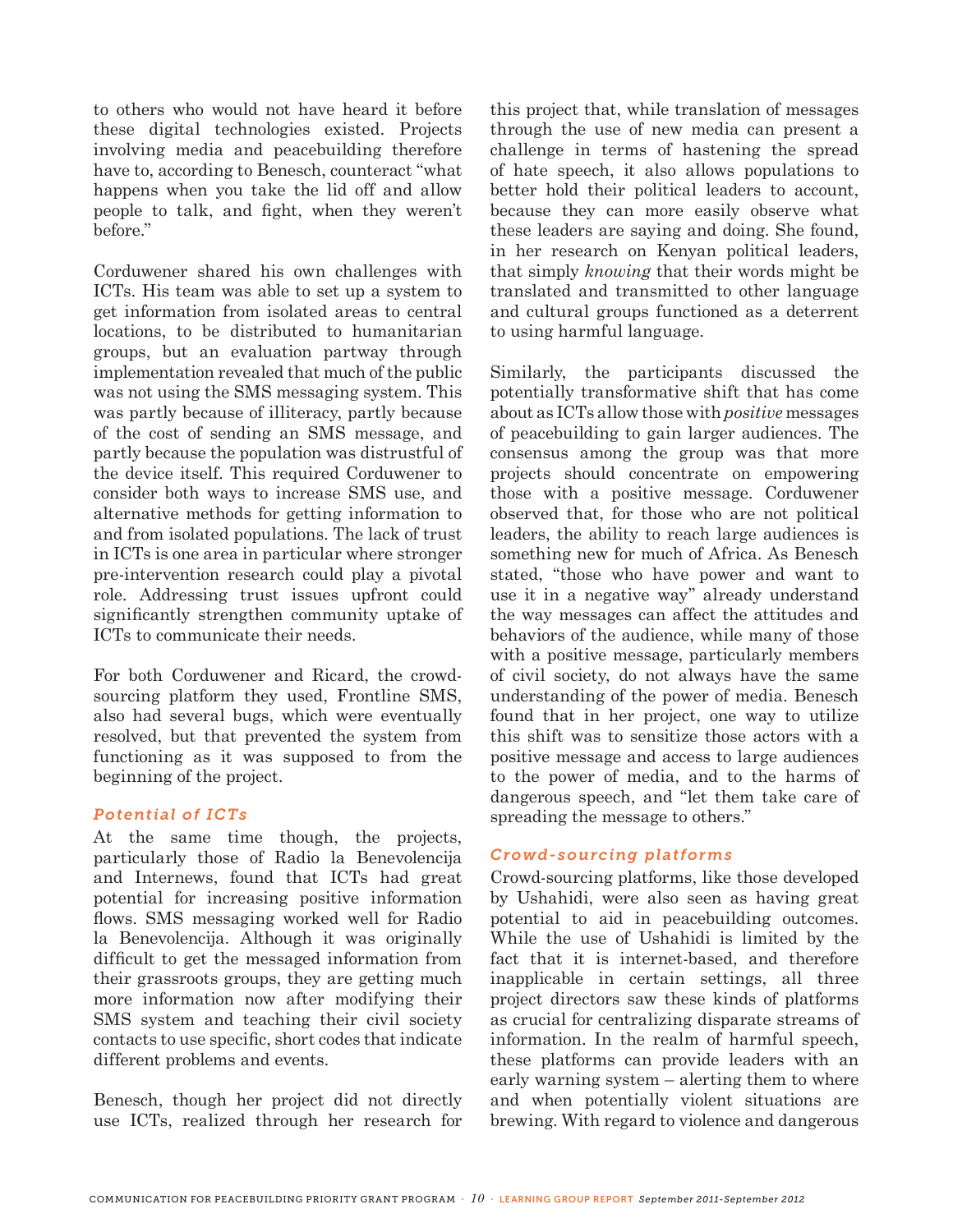to others who would not have heard it before these digital technologies existed. Projects involving media and peacebuilding therefore have to, according to Benesch, counteract "what happens when you take the lid off and allow people to talk, and fight, when they weren't before."

Corduwener shared his own challenges with ICTs. His team was able to set up a system to get information from isolated areas to central locations, to be distributed to humanitarian groups, but an evaluation partway through implementation revealed that much of the public was not using the SMS messaging system. This was partly because of illiteracy, partly because of the cost of sending an SMS message, and partly because the population was distrustful of the device itself. This required Corduwener to consider both ways to increase SMS use, and alternative methods for getting information to and from isolated populations. The lack of trust in ICTs is one area in particular where stronger pre-intervention research could play a pivotal role. Addressing trust issues upfront could significantly strengthen community uptake of ICTs to communicate their needs.

For both Corduwener and Ricard, the crowd-sourcing platform they used, Frontline SMS, also had several bugs, which were eventually resolved, but that prevented the system from functioning as it was supposed to from the beginning of the project.

### *Potential of ICTs*

At the same time though, the projects, particularly those of Radio la Benevolencija and Internews, found that ICTs had great potential for increasing positive information flows. SMS messaging worked well for Radio la Benevolencija. Although it was originally difficult to get the messaged information from their grassroots groups, they are getting much more information now after modifying their SMS system and teaching their civil society contacts to use specific, short codes that indicate different problems and events.

Benesch, though her project did not directly use ICTs, realized through her research for this project that, while translation of messages through the use of new media can present a challenge in terms of hastening the spread of hate speech, it also allows populations to better hold their political leaders to account, because they can more easily observe what these leaders are saying and doing. She found, in her research on Kenyan political leaders, that simply *knowing* that their words might be translated and transmitted to other language and cultural groups functioned as a deterrent to using harmful language.

Similarly, the participants discussed the potentially transformative shift that has come about as ICTs allow those with *positive* messages of peacebuilding to gain larger audiences. The consensus among the group was that more projects should concentrate on empowering those with a positive message. Corduwener observed that, for those who are not political leaders, the ability to reach large audiences is something new for much of Africa. As Benesch stated, "those who have power and want to use it in a negative way" already understand the way messages can affect the attitudes and behaviors of the audience, while many of those with a positive message, particularly members of civil society, do not always have the same understanding of the power of media. Benesch found that in her project, one way to utilize this shift was to sensitize those actors with a positive message and access to large audiences to the power of media, and to the harms of dangerous speech, and "let them take care of spreading the message to others."

### *Crowd-sourcing platforms*

Crowd-sourcing platforms, like those developed by Ushahidi, were also seen as having great potential to aid in peacebuilding outcomes. While the use of Ushahidi is limited by the fact that it is internet-based, and therefore inapplicable in certain settings, all three project directors saw these kinds of platforms as crucial for centralizing disparate streams of information. In the realm of harmful speech, these platforms can provide leaders with an early warning system – alerting them to where and when potentially violent situations are brewing. With regard to violence and dangerous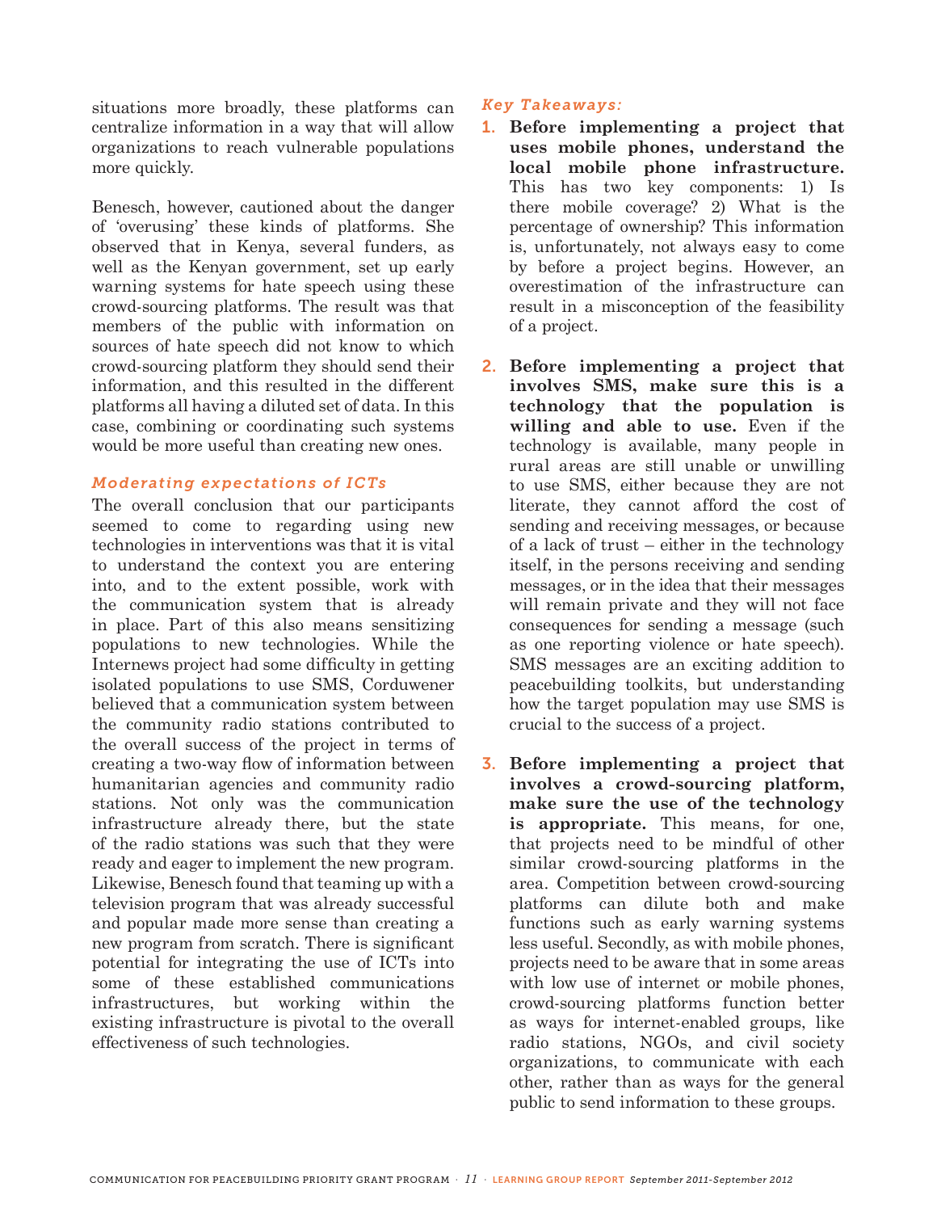situations more broadly, these platforms can centralize information in a way that will allow organizations to reach vulnerable populations more quickly.

Benesch, however, cautioned about the danger of 'overusing' these kinds of platforms. She observed that in Kenya, several funders, as well as the Kenyan government, set up early warning systems for hate speech using these crowd-sourcing platforms. The result was that members of the public with information on sources of hate speech did not know to which crowd-sourcing platform they should send their information, and this resulted in the different platforms all having a diluted set of data. In this case, combining or coordinating such systems would be more useful than creating new ones.

### *Moderating expectations of ICTs*

The overall conclusion that our participants seemed to come to regarding using new technologies in interventions was that it is vital to understand the context you are entering into, and to the extent possible, work with the communication system that is already in place. Part of this also means sensitizing populations to new technologies. While the Internews project had some difficulty in getting isolated populations to use SMS, Corduwener believed that a communication system between the community radio stations contributed to the overall success of the project in terms of creating a two-way flow of information between humanitarian agencies and community radio stations. Not only was the communication infrastructure already there, but the state of the radio stations was such that they were ready and eager to implement the new program. Likewise, Benesch found that teaming up with a television program that was already successful and popular made more sense than creating a new program from scratch. There is significant potential for integrating the use of ICTs into some of these established communications infrastructures, but working within the existing infrastructure is pivotal to the overall effectiveness of such technologies.

### *Key Takeaways:*

1. **Before implementing a project that uses mobile phones, understand the local mobile phone infrastructure.** This has two key components: 1) Is there mobile coverage? 2) What is the percentage of ownership? This information is, unfortunately, not always easy to come by before a project begins. However, an overestimation of the infrastructure can result in a misconception of the feasibility of a project.

2. **Before implementing a project that involves SMS, make sure this is a technology that the population is willing and able to use.** Even if the technology is available, many people in rural areas are still unable or unwilling to use SMS, either because they are not literate, they cannot afford the cost of sending and receiving messages, or because of a lack of trust – either in the technology itself, in the persons receiving and sending messages, or in the idea that their messages will remain private and they will not face consequences for sending a message (such as one reporting violence or hate speech). SMS messages are an exciting addition to peacebuilding toolkits, but understanding how the target population may use SMS is crucial to the success of a project.

3. **Before implementing a project that involves a crowd-sourcing platform, make sure the use of the technology is appropriate.** This means, for one, that projects need to be mindful of other similar crowd-sourcing platforms in the area. Competition between crowd-sourcing platforms can dilute both and make functions such as early warning systems less useful. Secondly, as with mobile phones, projects need to be aware that in some areas with low use of internet or mobile phones, crowd-sourcing platforms function better as ways for internet-enabled groups, like radio stations, NGOs, and civil society organizations, to communicate with each other, rather than as ways for the general public to send information to these groups.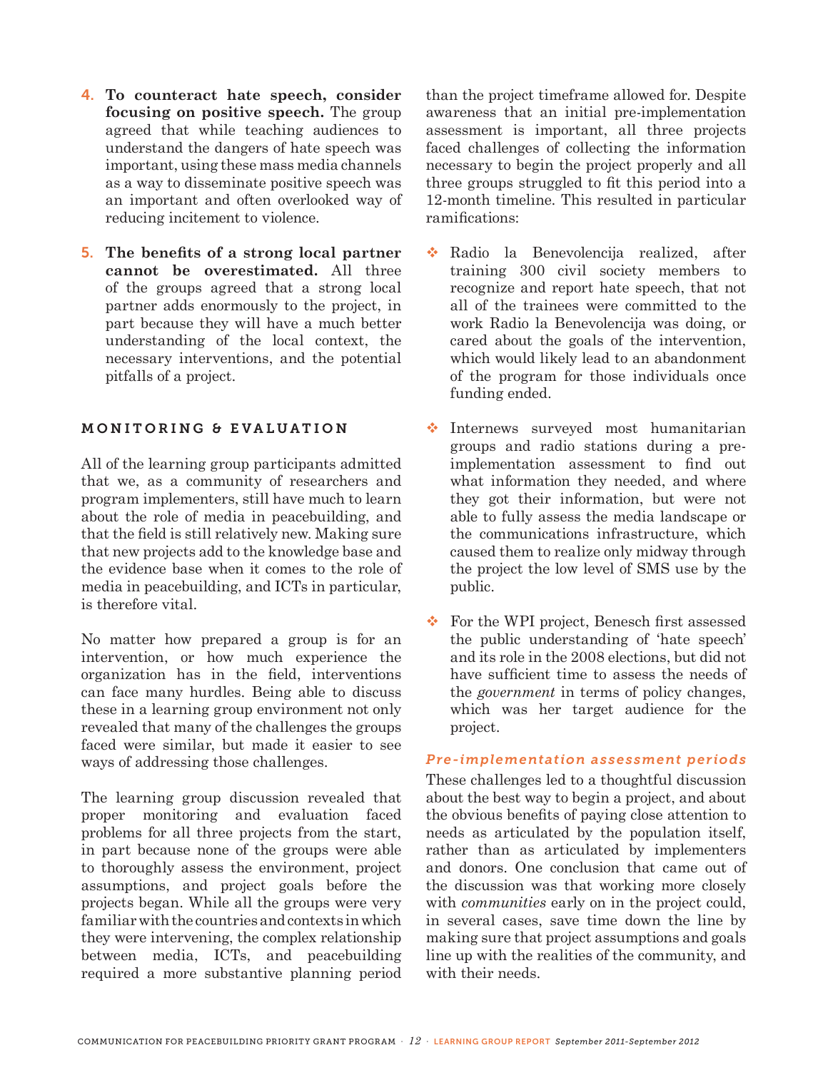4. **To counteract hate speech, consider focusing on positive speech.** The group agreed that while teaching audiences to understand the dangers of hate speech was important, using these mass media channels as a way to disseminate positive speech was an important and often overlooked way of reducing incitement to violence.

5. **The benefits of a strong local partner cannot be overestimated.** All three of the groups agreed that a strong local partner adds enormously to the project, in part because they will have a much better understanding of the local context, the necessary interventions, and the potential pitfalls of a project.

### MONITORING & EVALUATION

All of the learning group participants admitted that we, as a community of researchers and program implementers, still have much to learn about the role of media in peacebuilding, and that the field is still relatively new. Making sure that new projects add to the knowledge base and the evidence base when it comes to the role of media in peacebuilding, and ICTs in particular, is therefore vital.

No matter how prepared a group is for an intervention, or how much experience the organization has in the field, interventions can face many hurdles. Being able to discuss these in a learning group environment not only revealed that many of the challenges the groups faced were similar, but made it easier to see ways of addressing those challenges.

The learning group discussion revealed that proper monitoring and evaluation faced problems for all three projects from the start, in part because none of the groups were able to thoroughly assess the environment, project assumptions, and project goals before the projects began. While all the groups were very familiar with the countries and contexts in which they were intervening, the complex relationship between media, ICTs, and peacebuilding required a more substantive planning period than the project timeframe allowed for. Despite awareness that an initial pre-implementation assessment is important, all three projects faced challenges of collecting the information necessary to begin the project properly and all three groups struggled to fit this period into a 12-month timeline. This resulted in particular ramifications:

- Radio la Benevolencija realized, after training 300 civil society members to recognize and report hate speech, that not all of the trainees were committed to the work Radio la Benevolencija was doing, or cared about the goals of the intervention, which would likely lead to an abandonment of the program for those individuals once funding ended.
- Internews surveyed most humanitarian groups and radio stations during a pre-implementation assessment to find out what information they needed, and where they got their information, but were not able to fully assess the media landscape or the communications infrastructure, which caused them to realize only midway through the project the low level of SMS use by the public.
- For the WPI project, Benesch first assessed the public understanding of 'hate speech' and its role in the 2008 elections, but did not have sufficient time to assess the needs of the *government* in terms of policy changes, which was her target audience for the project.

#### *Pre-implementation assessment periods*

These challenges led to a thoughtful discussion about the best way to begin a project, and about the obvious benefits of paying close attention to needs as articulated by the population itself, rather than as articulated by implementers and donors. One conclusion that came out of the discussion was that working more closely with *communities* early on in the project could, in several cases, save time down the line by making sure that project assumptions and goals line up with the realities of the community, and with their needs.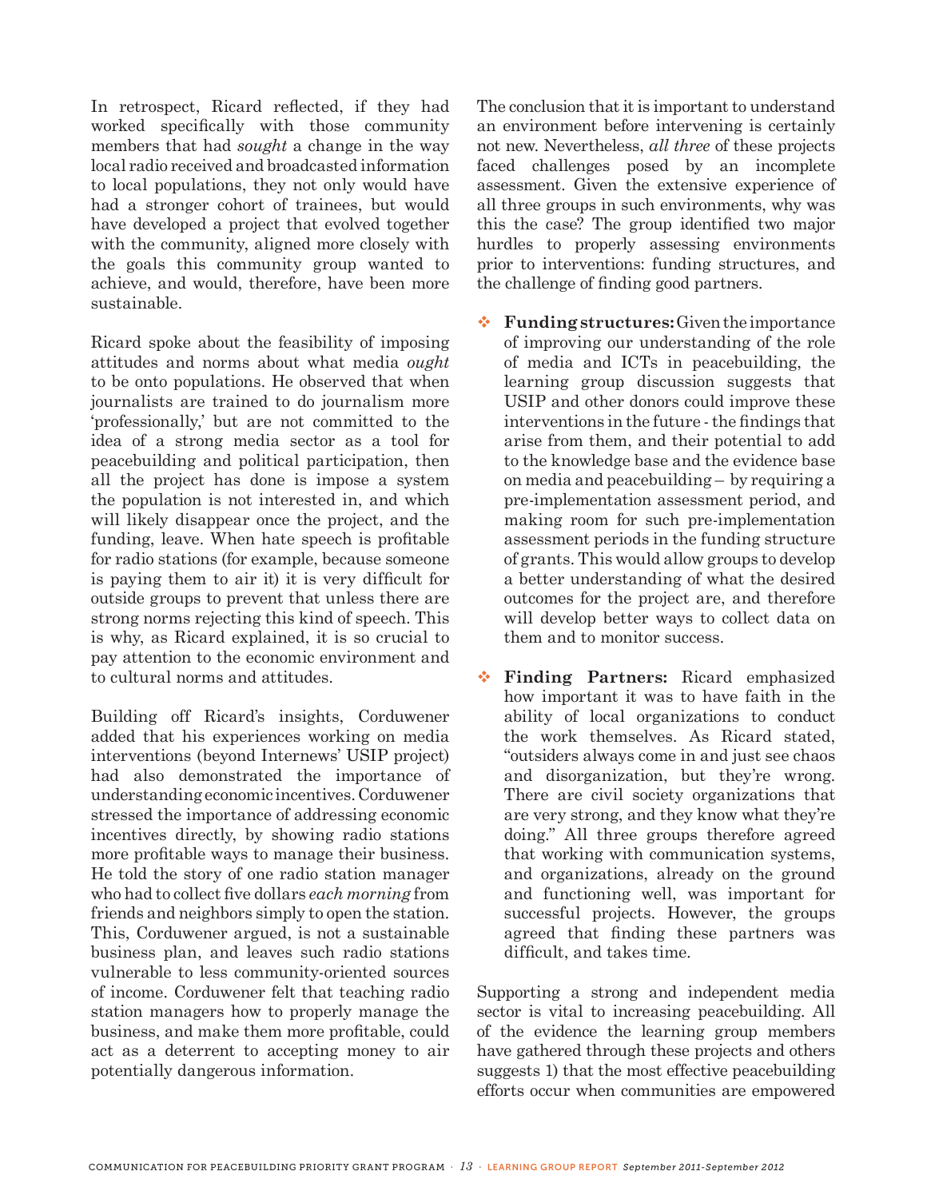In retrospect, Ricard reflected, if they had worked specifically with those community members that had *sought* a change in the way local radio received and broadcasted information to local populations, they not only would have had a stronger cohort of trainees, but would have developed a project that evolved together with the community, aligned more closely with the goals this community group wanted to achieve, and would, therefore, have been more sustainable.

Ricard spoke about the feasibility of imposing attitudes and norms about what media *ought* to be onto populations. He observed that when journalists are trained to do journalism more 'professionally,' but are not committed to the idea of a strong media sector as a tool for peacebuilding and political participation, then all the project has done is impose a system the population is not interested in, and which will likely disappear once the project, and the funding, leave. When hate speech is profitable for radio stations (for example, because someone is paying them to air it) it is very difficult for outside groups to prevent that unless there are strong norms rejecting this kind of speech. This is why, as Ricard explained, it is so crucial to pay attention to the economic environment and to cultural norms and attitudes.

Building off Ricard's insights, Corduwener added that his experiences working on media interventions (beyond Internews' USIP project) had also demonstrated the importance of understanding economic incentives. Corduwener stressed the importance of addressing economic incentives directly, by showing radio stations more profitable ways to manage their business. He told the story of one radio station manager who had to collect five dollars *each morning* from friends and neighbors simply to open the station. This, Corduwener argued, is not a sustainable business plan, and leaves such radio stations vulnerable to less community-oriented sources of income. Corduwener felt that teaching radio station managers how to properly manage the business, and make them more profitable, could act as a deterrent to accepting money to air potentially dangerous information.

The conclusion that it is important to understand an environment before intervening is certainly not new. Nevertheless, *all three* of these projects faced challenges posed by an incomplete assessment. Given the extensive experience of all three groups in such environments, why was this the case? The group identified two major hurdles to properly assessing environments prior to interventions: funding structures, and the challenge of finding good partners.

- **Funding structures:** Given the importance of improving our understanding of the role of media and ICTs in peacebuilding, the learning group discussion suggests that USIP and other donors could improve these interventions in the future - the findings that arise from them, and their potential to add to the knowledge base and the evidence base on media and peacebuilding – by requiring a pre-implementation assessment period, and making room for such pre-implementation assessment periods in the funding structure of grants. This would allow groups to develop a better understanding of what the desired outcomes for the project are, and therefore will develop better ways to collect data on them and to monitor success.
- **Finding Partners:** Ricard emphasized how important it was to have faith in the ability of local organizations to conduct the work themselves. As Ricard stated, "outsiders always come in and just see chaos and disorganization, but they're wrong. There are civil society organizations that are very strong, and they know what they're doing." All three groups therefore agreed that working with communication systems, and organizations, already on the ground and functioning well, was important for successful projects. However, the groups agreed that finding these partners was difficult, and takes time.

Supporting a strong and independent media sector is vital to increasing peacebuilding. All of the evidence the learning group members have gathered through these projects and others suggests 1) that the most effective peacebuilding efforts occur when communities are empowered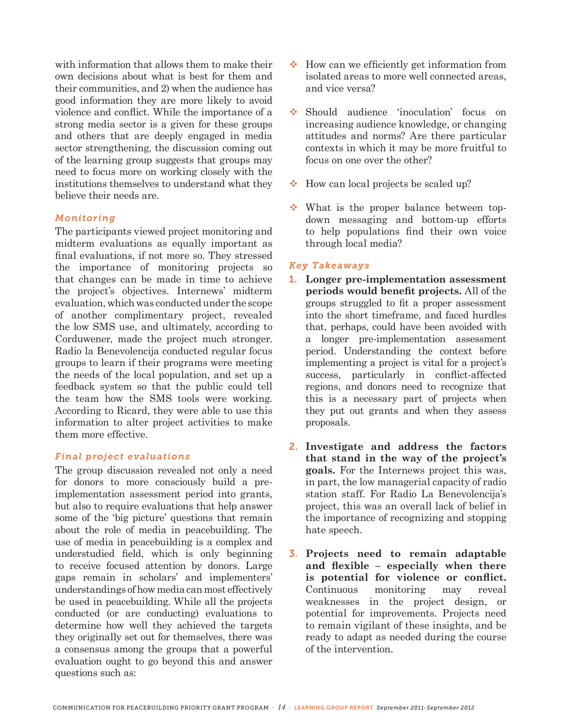with information that allows them to make their own decisions about what is best for them and their communities, and 2) when the audience has good information they are more likely to avoid violence and conflict. While the importance of a strong media sector is a given for these groups and others that are deeply engaged in media sector strengthening, the discussion coming out of the learning group suggests that groups may need to focus more on working closely with the institutions themselves to understand what they believe their needs are.

### *Monitoring*

The participants viewed project monitoring and midterm evaluations as equally important as final evaluations, if not more so. They stressed the importance of monitoring projects so that changes can be made in time to achieve the project's objectives. Internews' midterm evaluation, which was conducted under the scope of another complimentary project, revealed the low SMS use, and ultimately, according to Corduwener, made the project much stronger. Radio la Benevolencija conducted regular focus groups to learn if their programs were meeting the needs of the local population, and set up a feedback system so that the public could tell the team how the SMS tools were working. According to Ricard, they were able to use this information to alter project activities to make them more effective.

### *Final project evaluations*

The group discussion revealed not only a need for donors to more consciously build a pre-implementation assessment period into grants, but also to require evaluations that help answer some of the 'big picture' questions that remain about the role of media in peacebuilding. The use of media in peacebuilding is a complex and understudied field, which is only beginning to receive focused attention by donors. Large gaps remain in scholars' and implementers' understandings of how media can most effectively be used in peacebuilding. While all the projects conducted (or are conducting) evaluations to determine how well they achieved the targets they originally set out for themselves, there was a consensus among the groups that a powerful evaluation ought to go beyond this and answer questions such as:

- How can we efficiently get information from isolated areas to more well connected areas, and vice versa?
- Should audience 'inoculation' focus on increasing audience knowledge, or changing attitudes and norms? Are there particular contexts in which it may be more fruitful to focus on one over the other?
- How can local projects be scaled up?
- What is the proper balance between top-down messaging and bottom-up efforts to help populations find their own voice through local media?

### *Key Takeaways*

1. **Longer pre-implementation assessment periods would benefit projects.** All of the groups struggled to fit a proper assessment into the short timeframe, and faced hurdles that, perhaps, could have been avoided with a longer pre-implementation assessment period. Understanding the context before implementing a project is vital for a project's success, particularly in conflict-affected regions, and donors need to recognize that this is a necessary part of projects when they put out grants and when they assess proposals.
2. **Investigate and address the factors that stand in the way of the project's goals.** For the Internews project this was, in part, the low managerial capacity of radio station staff. For Radio La Benevolencija's project, this was an overall lack of belief in the importance of recognizing and stopping hate speech.
3. **Projects need to remain adaptable and flexible – especially when there is potential for violence or conflict.** Continuous monitoring may reveal weaknesses in the project design, or potential for improvements. Projects need to remain vigilant of these insights, and be ready to adapt as needed during the course of the intervention.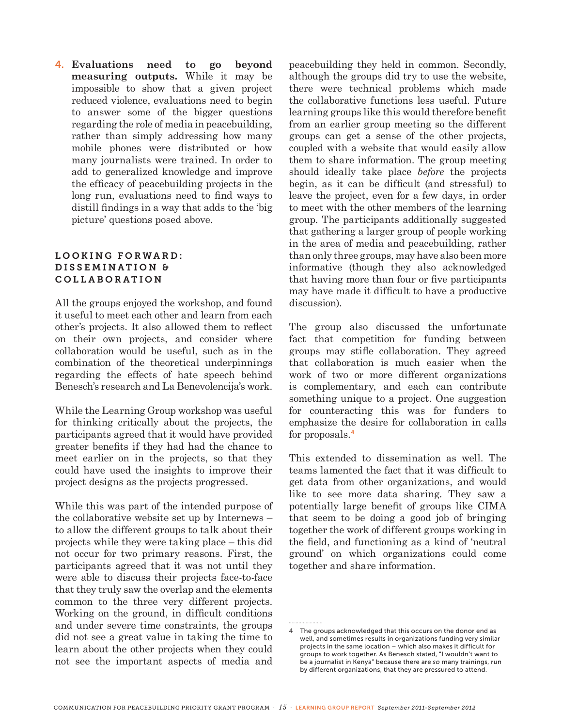4. **Evaluations need to go beyond measuring outputs.** While it may be impossible to show that a given project reduced violence, evaluations need to begin to answer some of the bigger questions regarding the role of media in peacebuilding, rather than simply addressing how many mobile phones were distributed or how many journalists were trained. In order to add to generalized knowledge and improve the efficacy of peacebuilding projects in the long run, evaluations need to find ways to distill findings in a way that adds to the 'big picture' questions posed above.

## LOOKING FORWARD: DISSEMINATION & COLLABORATION

All the groups enjoyed the workshop, and found it useful to meet each other and learn from each other's projects. It also allowed them to reflect on their own projects, and consider where collaboration would be useful, such as in the combination of the theoretical underpinnings regarding the effects of hate speech behind Benesch's research and La Benevolencija's work.

While the Learning Group workshop was useful for thinking critically about the projects, the participants agreed that it would have provided greater benefits if they had had the chance to meet earlier on in the projects, so that they could have used the insights to improve their project designs as the projects progressed.

While this was part of the intended purpose of the collaborative website set up by Internews – to allow the different groups to talk about their projects while they were taking place – this did not occur for two primary reasons. First, the participants agreed that it was not until they were able to discuss their projects face-to-face that they truly saw the overlap and the elements common to the three very different projects. Working on the ground, in difficult conditions and under severe time constraints, the groups did not see a great value in taking the time to learn about the other projects when they could not see the important aspects of media and peacebuilding they held in common. Secondly, although the groups did try to use the website, there were technical problems which made the collaborative functions less useful. Future learning groups like this would therefore benefit from an earlier group meeting so the different groups can get a sense of the other projects, coupled with a website that would easily allow them to share information. The group meeting should ideally take place *before* the projects begin, as it can be difficult (and stressful) to leave the project, even for a few days, in order to meet with the other members of the learning group. The participants additionally suggested that gathering a larger group of people working in the area of media and peacebuilding, rather than only three groups, may have also been more informative (though they also acknowledged that having more than four or five participants may have made it difficult to have a productive discussion).

The group also discussed the unfortunate fact that competition for funding between groups may stifle collaboration. They agreed that collaboration is much easier when the work of two or more different organizations is complementary, and each can contribute something unique to a project. One suggestion for counteracting this was for funders to emphasize the desire for collaboration in calls for proposals.[4]

This extended to dissemination as well. The teams lamented the fact that it was difficult to get data from other organizations, and would like to see more data sharing. They saw a potentially large benefit of groups like CIMA that seem to be doing a good job of bringing together the work of different groups working in the field, and functioning as a kind of 'neutral ground' on which organizations could come together and share information.

---

4 The groups acknowledged that this occurs on the donor end as well, and sometimes results in organizations funding very similar projects in the same location – which also makes it difficult for groups to work together. As Benesch stated, "I wouldn't want to be a journalist in Kenya" because there are *so* many trainings, run by different organizations, that they are pressured to attend.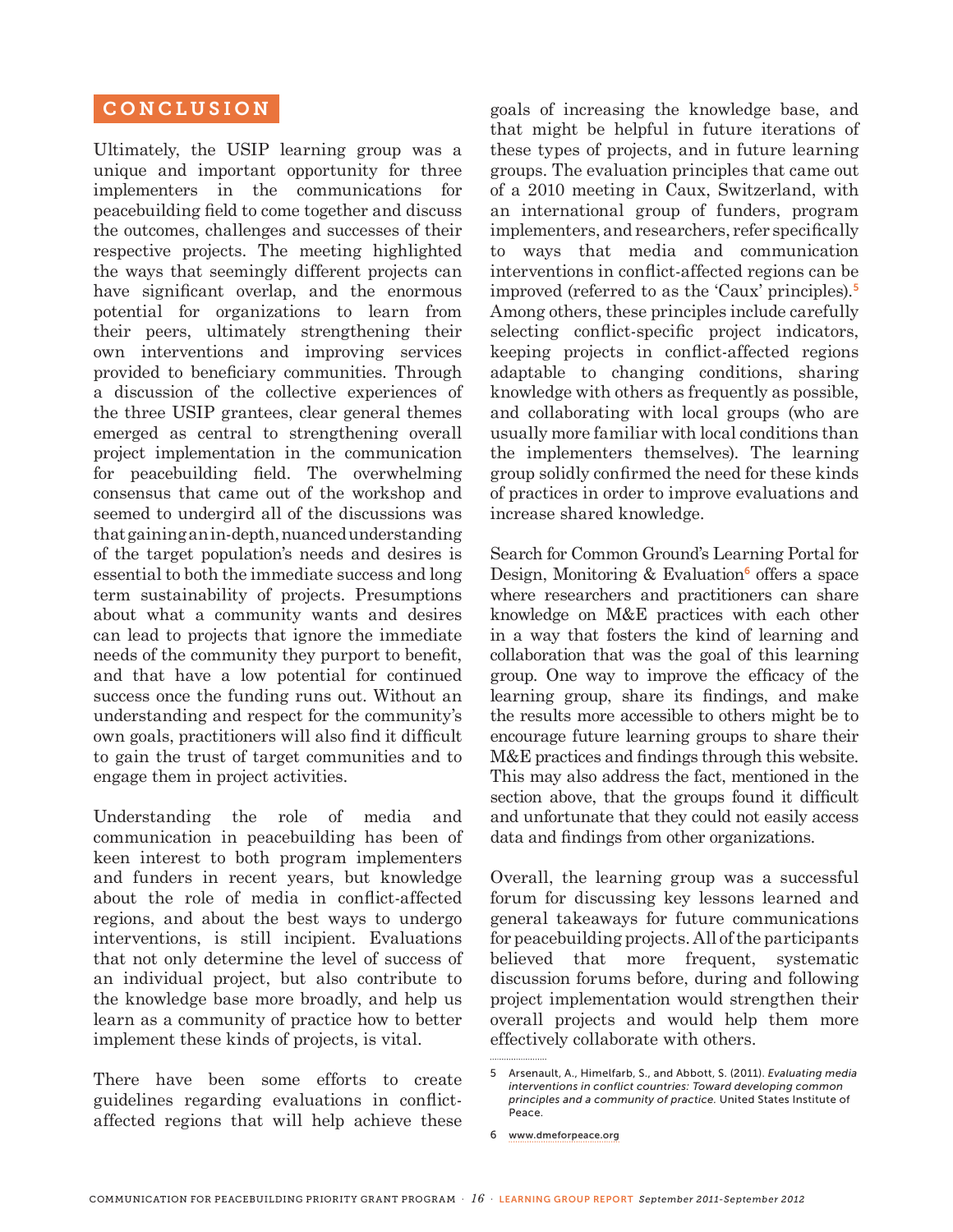## CONCLUSION

Ultimately, the USIP learning group was a unique and important opportunity for three implementers in the communications for peacebuilding field to come together and discuss the outcomes, challenges and successes of their respective projects. The meeting highlighted the ways that seemingly different projects can have significant overlap, and the enormous potential for organizations to learn from their peers, ultimately strengthening their own interventions and improving services provided to beneficiary communities. Through a discussion of the collective experiences of the three USIP grantees, clear general themes emerged as central to strengthening overall project implementation in the communication for peacebuilding field. The overwhelming consensus that came out of the workshop and seemed to undergird all of the discussions was that gaining an in-depth, nuanced understanding of the target population's needs and desires is essential to both the immediate success and long term sustainability of projects. Presumptions about what a community wants and desires can lead to projects that ignore the immediate needs of the community they purport to benefit, and that have a low potential for continued success once the funding runs out. Without an understanding and respect for the community's own goals, practitioners will also find it difficult to gain the trust of target communities and to engage them in project activities.

Understanding the role of media and communication in peacebuilding has been of keen interest to both program implementers and funders in recent years, but knowledge about the role of media in conflict-affected regions, and about the best ways to undergo interventions, is still incipient. Evaluations that not only determine the level of success of an individual project, but also contribute to the knowledge base more broadly, and help us learn as a community of practice how to better implement these kinds of projects, is vital.

There have been some efforts to create guidelines regarding evaluations in conflict-affected regions that will help achieve these goals of increasing the knowledge base, and that might be helpful in future iterations of these types of projects, and in future learning groups. The evaluation principles that came out of a 2010 meeting in Caux, Switzerland, with an international group of funders, program implementers, and researchers, refer specifically to ways that media and communication interventions in conflict-affected regions can be improved (referred to as the 'Caux' principles).[5] Among others, these principles include carefully selecting conflict-specific project indicators, keeping projects in conflict-affected regions adaptable to changing conditions, sharing knowledge with others as frequently as possible, and collaborating with local groups (who are usually more familiar with local conditions than the implementers themselves). The learning group solidly confirmed the need for these kinds of practices in order to improve evaluations and increase shared knowledge.

Search for Common Ground's Learning Portal for Design, Monitoring & Evaluation[6] offers a space where researchers and practitioners can share knowledge on M&E practices with each other in a way that fosters the kind of learning and collaboration that was the goal of this learning group. One way to improve the efficacy of the learning group, share its findings, and make the results more accessible to others might be to encourage future learning groups to share their M&E practices and findings through this website. This may also address the fact, mentioned in the section above, that the groups found it difficult and unfortunate that they could not easily access data and findings from other organizations.

Overall, the learning group was a successful forum for discussing key lessons learned and general takeaways for future communications for peacebuilding projects. All of the participants believed that more frequent, systematic discussion forums before, during and following project implementation would strengthen their overall projects and would help them more effectively collaborate with others.

---

5 Arsenault, A., Himelfarb, S., and Abbott, S. (2011). *Evaluating media interventions in conflict countries: Toward developing common principles and a community of practice.* United States Institute of Peace.

6 www.dmeforpeace.org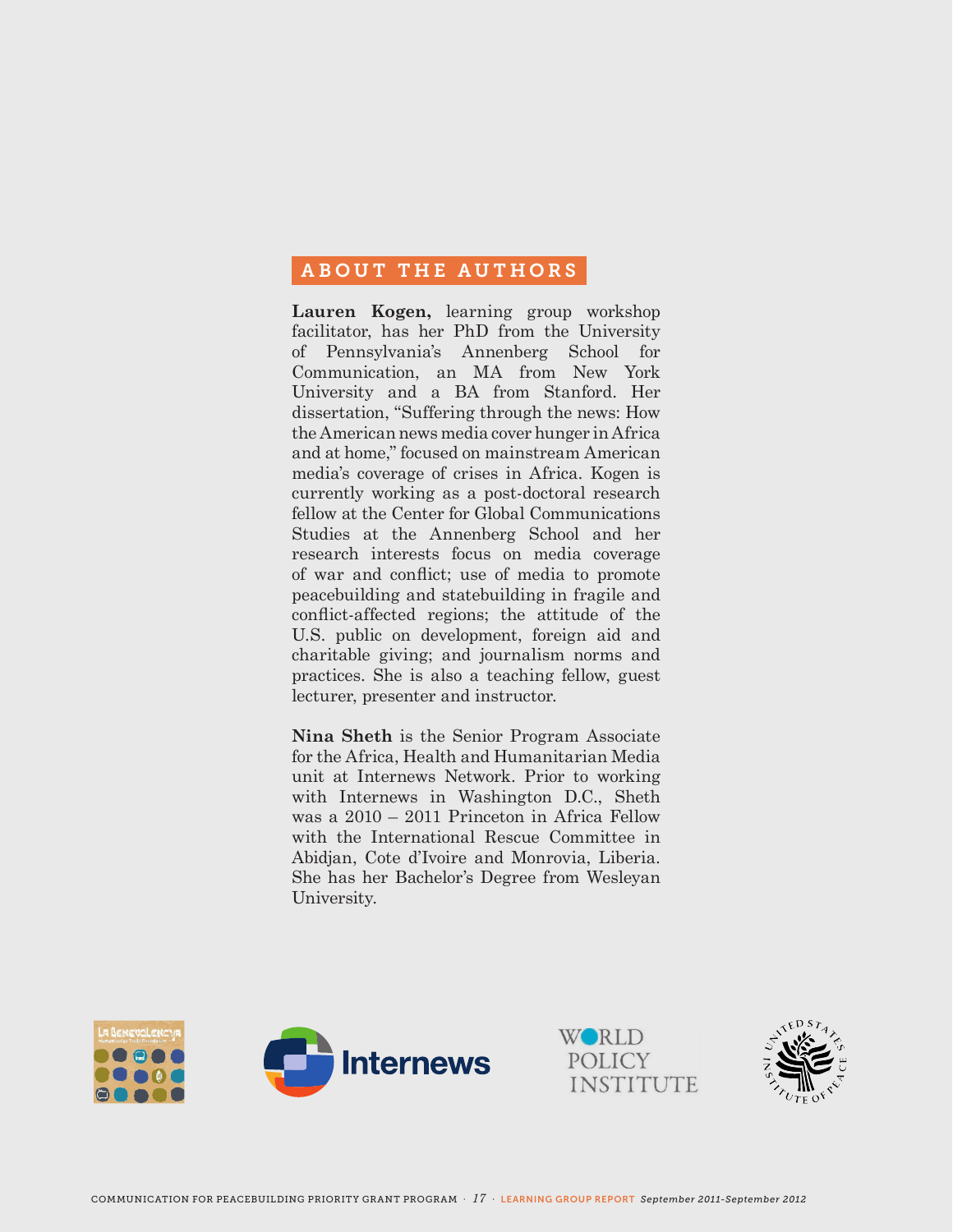## ABOUT THE AUTHORS

**Lauren Kogen,** learning group workshop facilitator, has her PhD from the University of Pennsylvania's Annenberg School for Communication, an MA from New York University and a BA from Stanford. Her dissertation, "Suffering through the news: How the American news media cover hunger in Africa and at home," focused on mainstream American media's coverage of crises in Africa. Kogen is currently working as a post-doctoral research fellow at the Center for Global Communications Studies at the Annenberg School and her research interests focus on media coverage of war and conflict; use of media to promote peacebuilding and statebuilding in fragile and conflict-affected regions; the attitude of the U.S. public on development, foreign aid and charitable giving; and journalism norms and practices. She is also a teaching fellow, guest lecturer, presenter and instructor.

**Nina Sheth** is the Senior Program Associate for the Africa, Health and Humanitarian Media unit at Internews Network. Prior to working with Internews in Washington D.C., Sheth was a 2010 – 2011 Princeton in Africa Fellow with the International Rescue Committee in Abidjan, Cote d'Ivoire and Monrovia, Liberia. She has her Bachelor's Degree from Wesleyan University.